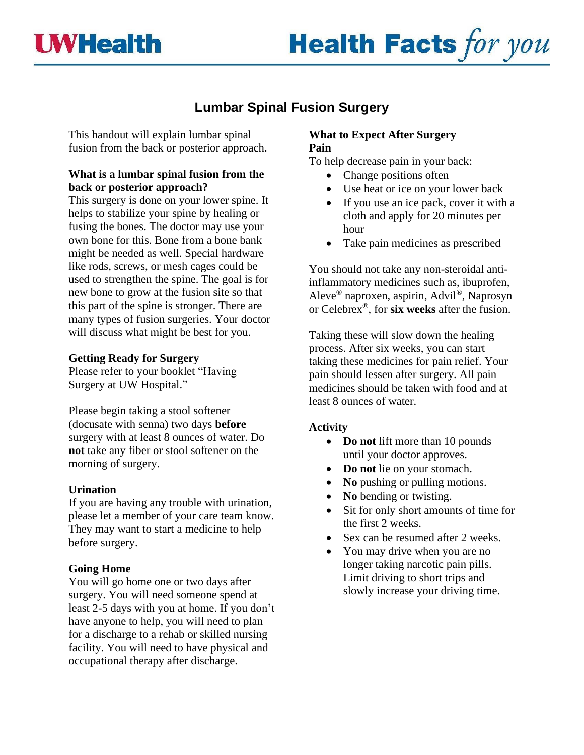# Lumbar Spinal Fusion Surgery

This handout will explain lumbar spinal fusion from the back or posterior approach.

## What is a lumbar spinal fusion from the back or posterior approach?

This surgery is done on your lower spine. It helps to stabilize your spine by healing or fusing the bones. The doctor may use your own bone for this. Bone from a bone bank might be needed as well. Special hardware like rods, screws, or mesh cages could be used to strengthen the spine. The goal is for new bone to grow at the fusion site so that this part of the spine is stronger. There are many types of fusion surgeries. Your doctor will discuss what might be best for you.

## Getting Ready for Surgery

Please refer to your booklet "Having Surgery at UW Hospital."

Please begin taking a stool softener (docusate with senna) two days **before** surgery with at least 8 ounces of water. Do **not** take any fiber or stool softener on the morning of surgery.

## Urination

If you are having any trouble with urination, please let a member of your care team know. They may want to start a medicine to help before surgery.

## Going Home

You will go home one or two days after surgery. You will need someone spend at least 2-5 days with you at home. If you don't have anyone to help, you will need to plan for a discharge to a rehab or skilled nursing facility. You will need to have physical and occupational therapy after discharge.

## What to Expect After Surgery

### Pain

To help decrease pain in your back:

- Change positions often
- Use heat or ice on your lower back
- If you use an ice pack, cover it with a cloth and apply for 20 minutes per hour
- Take pain medicines as prescribed

You should not take any non-steroidal anti-inflammatory medicines such as, ibuprofen, Aleve® naproxen, aspirin, Advil®, Naprosyn or Celebrex®, for **six weeks** after the fusion.

Taking these will slow down the healing process. After six weeks, you can start taking these medicines for pain relief. Your pain should lessen after surgery. All pain medicines should be taken with food and at least 8 ounces of water.

### Activity

- **Do not** lift more than 10 pounds until your doctor approves.
- **Do not** lie on your stomach.
- **No** pushing or pulling motions.
- **No** bending or twisting.
- Sit for only short amounts of time for the first 2 weeks.
- Sex can be resumed after 2 weeks.
- You may drive when you are no longer taking narcotic pain pills. Limit driving to short trips and slowly increase your driving time.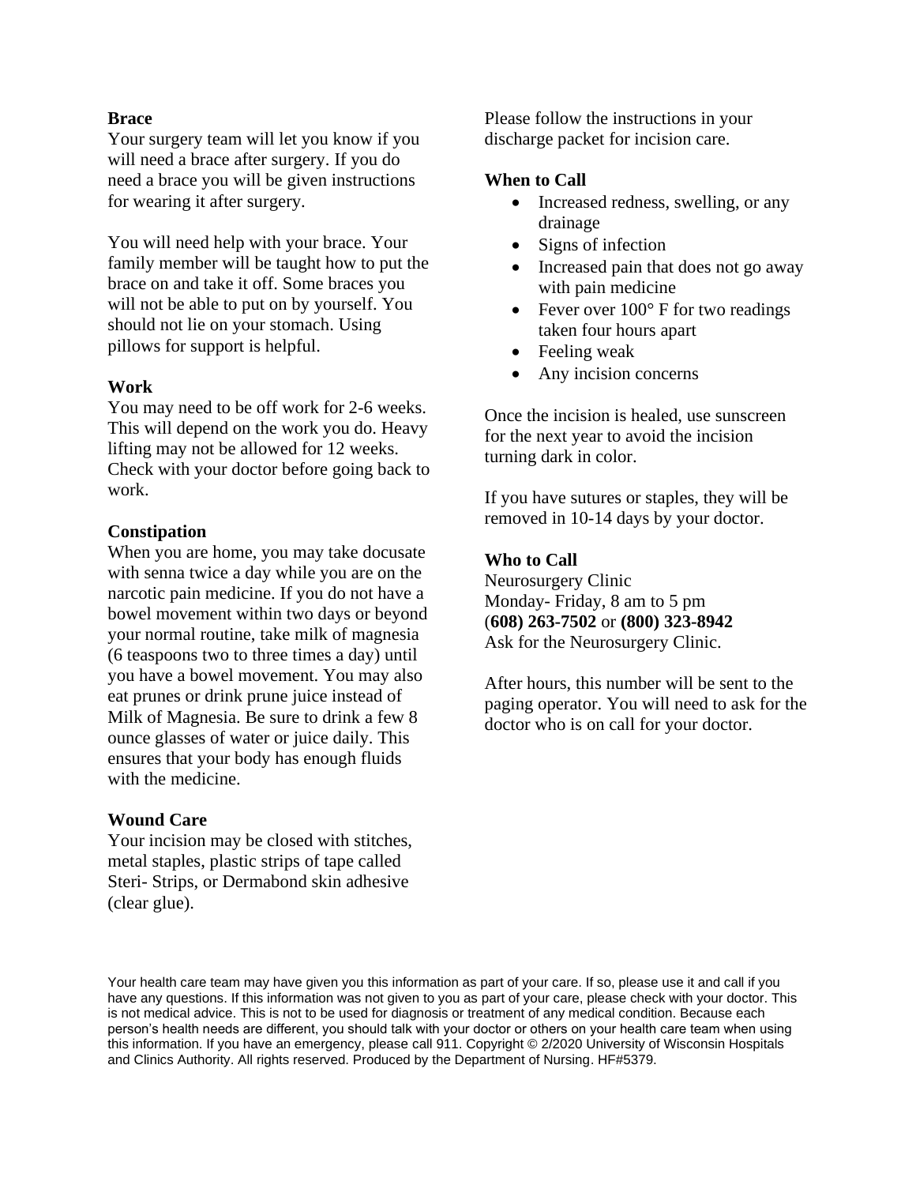**Brace**

Your surgery team will let you know if you will need a brace after surgery. If you do need a brace you will be given instructions for wearing it after surgery.

You will need help with your brace. Your family member will be taught how to put the brace on and take it off. Some braces you will not be able to put on by yourself. You should not lie on your stomach. Using pillows for support is helpful.

**Work**

You may need to be off work for 2-6 weeks. This will depend on the work you do. Heavy lifting may not be allowed for 12 weeks. Check with your doctor before going back to work.

**Constipation**

When you are home, you may take docusate with senna twice a day while you are on the narcotic pain medicine. If you do not have a bowel movement within two days or beyond your normal routine, take milk of magnesia (6 teaspoons two to three times a day) until you have a bowel movement. You may also eat prunes or drink prune juice instead of Milk of Magnesia. Be sure to drink a few 8 ounce glasses of water or juice daily. This ensures that your body has enough fluids with the medicine.

**Wound Care**

Your incision may be closed with stitches, metal staples, plastic strips of tape called Steri- Strips, or Dermabond skin adhesive (clear glue).

Please follow the instructions in your discharge packet for incision care.

**When to Call**

- Increased redness, swelling, or any drainage
- Signs of infection
- Increased pain that does not go away with pain medicine
- Fever over 100° F for two readings taken four hours apart
- Feeling weak
- Any incision concerns

Once the incision is healed, use sunscreen for the next year to avoid the incision turning dark in color.

If you have sutures or staples, they will be removed in 10-14 days by your doctor.

**Who to Call**

Neurosurgery Clinic
Monday- Friday, 8 am to 5 pm
(**608) 263-7502** or **(800) 323-8942**
Ask for the Neurosurgery Clinic.

After hours, this number will be sent to the paging operator. You will need to ask for the doctor who is on call for your doctor.

Your health care team may have given you this information as part of your care. If so, please use it and call if you have any questions. If this information was not given to you as part of your care, please check with your doctor. This is not medical advice. This is not to be used for diagnosis or treatment of any medical condition. Because each person's health needs are different, you should talk with your doctor or others on your health care team when using this information. If you have an emergency, please call 911. Copyright © 2/2020 University of Wisconsin Hospitals and Clinics Authority. All rights reserved. Produced by the Department of Nursing. HF#5379.